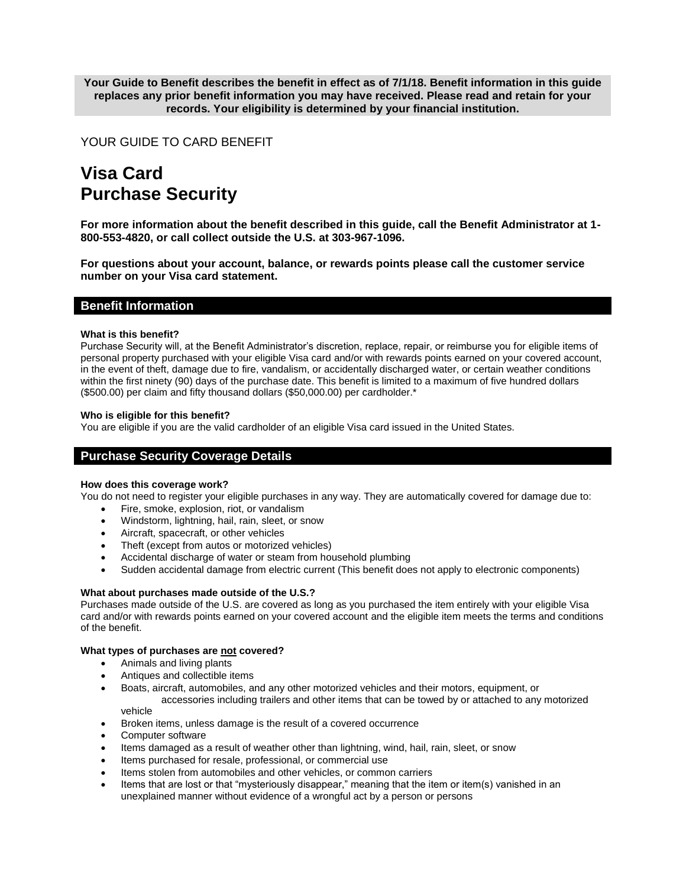**Your Guide to Benefit describes the benefit in effect as of 7/1/18. Benefit information in this guide replaces any prior benefit information you may have received. Please read and retain for your records. Your eligibility is determined by your financial institution.**

YOUR GUIDE TO CARD BENEFIT

# Visa Card
# Purchase Security

**For more information about the benefit described in this guide, call the Benefit Administrator at 1-800-553-4820, or call collect outside the U.S. at 303-967-1096.**

**For questions about your account, balance, or rewards points please call the customer service number on your Visa card statement.**

## Benefit Information

**What is this benefit?**
Purchase Security will, at the Benefit Administrator's discretion, replace, repair, or reimburse you for eligible items of personal property purchased with your eligible Visa card and/or with rewards points earned on your covered account, in the event of theft, damage due to fire, vandalism, or accidentally discharged water, or certain weather conditions within the first ninety (90) days of the purchase date. This benefit is limited to a maximum of five hundred dollars ($500.00) per claim and fifty thousand dollars ($50,000.00) per cardholder.*

**Who is eligible for this benefit?**
You are eligible if you are the valid cardholder of an eligible Visa card issued in the United States.

## Purchase Security Coverage Details

**How does this coverage work?**
You do not need to register your eligible purchases in any way. They are automatically covered for damage due to:

- Fire, smoke, explosion, riot, or vandalism
- Windstorm, lightning, hail, rain, sleet, or snow
- Aircraft, spacecraft, or other vehicles
- Theft (except from autos or motorized vehicles)
- Accidental discharge of water or steam from household plumbing
- Sudden accidental damage from electric current (This benefit does not apply to electronic components)

**What about purchases made outside of the U.S.?**
Purchases made outside of the U.S. are covered as long as you purchased the item entirely with your eligible Visa card and/or with rewards points earned on your covered account and the eligible item meets the terms and conditions of the benefit.

**What types of purchases are <u>not</u> covered?**

- Animals and living plants
- Antiques and collectible items
- Boats, aircraft, automobiles, and any other motorized vehicles and their motors, equipment, or accessories including trailers and other items that can be towed by or attached to any motorized vehicle
- Broken items, unless damage is the result of a covered occurrence
- Computer software
- Items damaged as a result of weather other than lightning, wind, hail, rain, sleet, or snow
- Items purchased for resale, professional, or commercial use
- Items stolen from automobiles and other vehicles, or common carriers
- Items that are lost or that "mysteriously disappear," meaning that the item or item(s) vanished in an unexplained manner without evidence of a wrongful act by a person or persons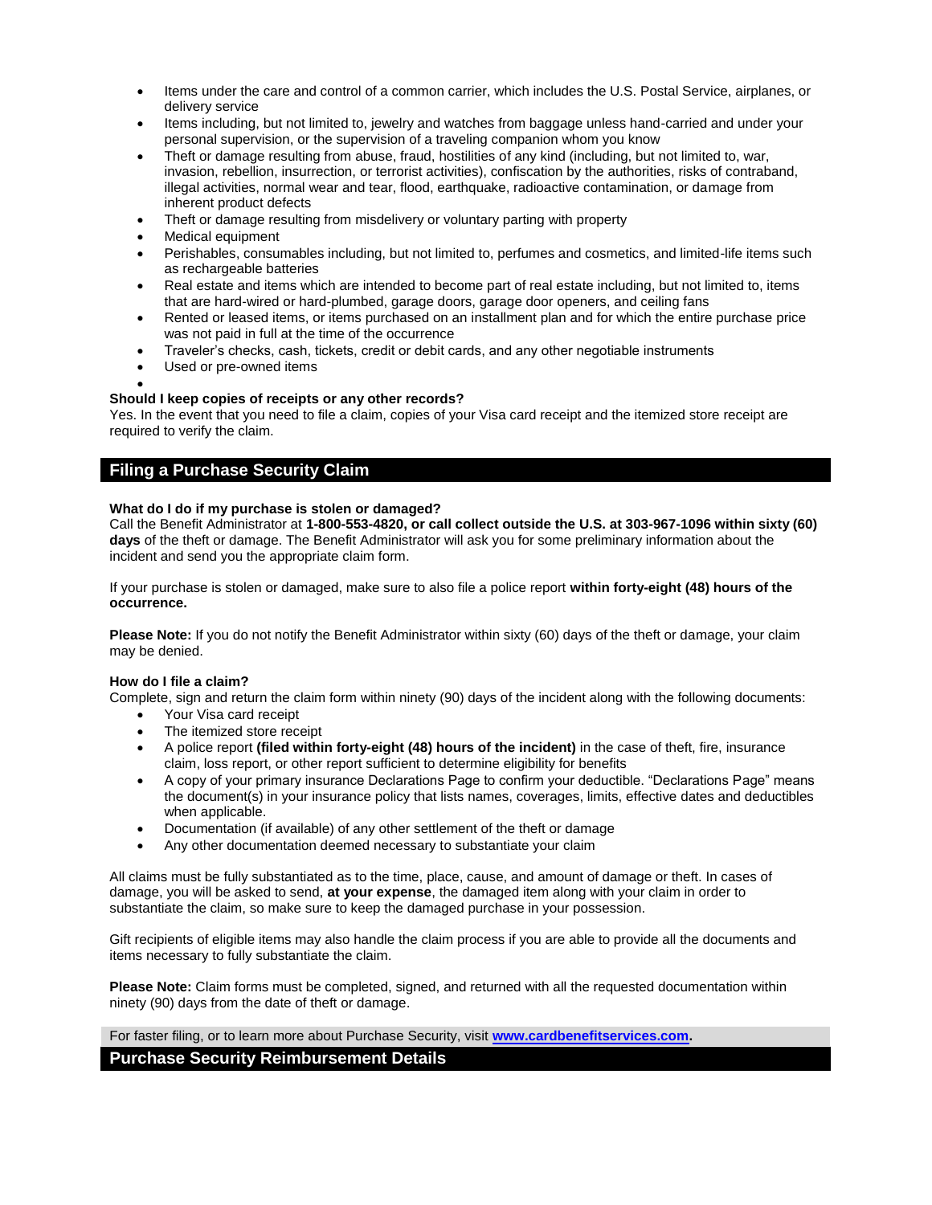- Items under the care and control of a common carrier, which includes the U.S. Postal Service, airplanes, or delivery service
- Items including, but not limited to, jewelry and watches from baggage unless hand-carried and under your personal supervision, or the supervision of a traveling companion whom you know
- Theft or damage resulting from abuse, fraud, hostilities of any kind (including, but not limited to, war, invasion, rebellion, insurrection, or terrorist activities), confiscation by the authorities, risks of contraband, illegal activities, normal wear and tear, flood, earthquake, radioactive contamination, or damage from inherent product defects
- Theft or damage resulting from misdelivery or voluntary parting with property
- Medical equipment
- Perishables, consumables including, but not limited to, perfumes and cosmetics, and limited-life items such as rechargeable batteries
- Real estate and items which are intended to become part of real estate including, but not limited to, items that are hard-wired or hard-plumbed, garage doors, garage door openers, and ceiling fans
- Rented or leased items, or items purchased on an installment plan and for which the entire purchase price was not paid in full at the time of the occurrence
- Traveler's checks, cash, tickets, credit or debit cards, and any other negotiable instruments
- Used or pre-owned items

**Should I keep copies of receipts or any other records?**
Yes. In the event that you need to file a claim, copies of your Visa card receipt and the itemized store receipt are required to verify the claim.

## Filing a Purchase Security Claim

**What do I do if my purchase is stolen or damaged?**
Call the Benefit Administrator at **1-800-553-4820, or call collect outside the U.S. at 303-967-1096 within sixty (60) days** of the theft or damage. The Benefit Administrator will ask you for some preliminary information about the incident and send you the appropriate claim form.

If your purchase is stolen or damaged, make sure to also file a police report **within forty-eight (48) hours of the occurrence.**

**Please Note:** If you do not notify the Benefit Administrator within sixty (60) days of the theft or damage, your claim may be denied.

**How do I file a claim?**
Complete, sign and return the claim form within ninety (90) days of the incident along with the following documents:

- Your Visa card receipt
- The itemized store receipt
- A police report **(filed within forty-eight (48) hours of the incident)** in the case of theft, fire, insurance claim, loss report, or other report sufficient to determine eligibility for benefits
- A copy of your primary insurance Declarations Page to confirm your deductible. "Declarations Page" means the document(s) in your insurance policy that lists names, coverages, limits, effective dates and deductibles when applicable.
- Documentation (if available) of any other settlement of the theft or damage
- Any other documentation deemed necessary to substantiate your claim

All claims must be fully substantiated as to the time, place, cause, and amount of damage or theft. In cases of damage, you will be asked to send, **at your expense**, the damaged item along with your claim in order to substantiate the claim, so make sure to keep the damaged purchase in your possession.

Gift recipients of eligible items may also handle the claim process if you are able to provide all the documents and items necessary to fully substantiate the claim.

**Please Note:** Claim forms must be completed, signed, and returned with all the requested documentation within ninety (90) days from the date of theft or damage.

For faster filing, or to learn more about Purchase Security, visit **www.cardbenefitservices.com.**

## Purchase Security Reimbursement Details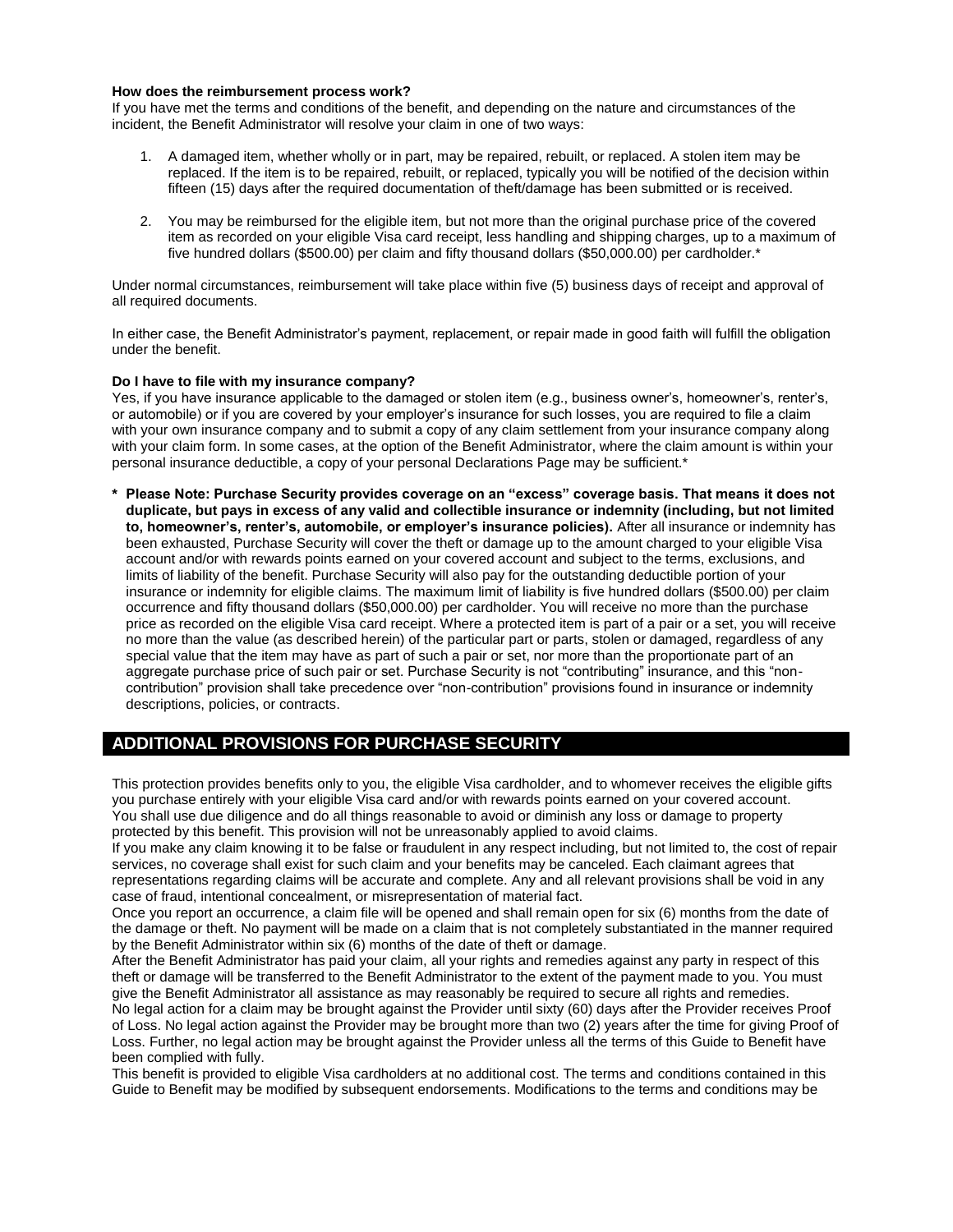**How does the reimbursement process work?**
If you have met the terms and conditions of the benefit, and depending on the nature and circumstances of the incident, the Benefit Administrator will resolve your claim in one of two ways:

1. A damaged item, whether wholly or in part, may be repaired, rebuilt, or replaced. A stolen item may be replaced. If the item is to be repaired, rebuilt, or replaced, typically you will be notified of the decision within fifteen (15) days after the required documentation of theft/damage has been submitted or is received.

2. You may be reimbursed for the eligible item, but not more than the original purchase price of the covered item as recorded on your eligible Visa card receipt, less handling and shipping charges, up to a maximum of five hundred dollars ($500.00) per claim and fifty thousand dollars ($50,000.00) per cardholder.*

Under normal circumstances, reimbursement will take place within five (5) business days of receipt and approval of all required documents.

In either case, the Benefit Administrator's payment, replacement, or repair made in good faith will fulfill the obligation under the benefit.

**Do I have to file with my insurance company?**
Yes, if you have insurance applicable to the damaged or stolen item (e.g., business owner's, homeowner's, renter's, or automobile) or if you are covered by your employer's insurance for such losses, you are required to file a claim with your own insurance company and to submit a copy of any claim settlement from your insurance company along with your claim form. In some cases, at the option of the Benefit Administrator, where the claim amount is within your personal insurance deductible, a copy of your personal Declarations Page may be sufficient.*

**\* Please Note: Purchase Security provides coverage on an "excess" coverage basis. That means it does not duplicate, but pays in excess of any valid and collectible insurance or indemnity (including, but not limited to, homeowner's, renter's, automobile, or employer's insurance policies).** After all insurance or indemnity has been exhausted, Purchase Security will cover the theft or damage up to the amount charged to your eligible Visa account and/or with rewards points earned on your covered account and subject to the terms, exclusions, and limits of liability of the benefit. Purchase Security will also pay for the outstanding deductible portion of your insurance or indemnity for eligible claims. The maximum limit of liability is five hundred dollars ($500.00) per claim occurrence and fifty thousand dollars ($50,000.00) per cardholder. You will receive no more than the purchase price as recorded on the eligible Visa card receipt. Where a protected item is part of a pair or a set, you will receive no more than the value (as described herein) of the particular part or parts, stolen or damaged, regardless of any special value that the item may have as part of such a pair or set, nor more than the proportionate part of an aggregate purchase price of such pair or set. Purchase Security is not "contributing" insurance, and this "non-contribution" provision shall take precedence over "non-contribution" provisions found in insurance or indemnity descriptions, policies, or contracts.

## ADDITIONAL PROVISIONS FOR PURCHASE SECURITY

This protection provides benefits only to you, the eligible Visa cardholder, and to whomever receives the eligible gifts you purchase entirely with your eligible Visa card and/or with rewards points earned on your covered account.
You shall use due diligence and do all things reasonable to avoid or diminish any loss or damage to property protected by this benefit. This provision will not be unreasonably applied to avoid claims.
If you make any claim knowing it to be false or fraudulent in any respect including, but not limited to, the cost of repair services, no coverage shall exist for such claim and your benefits may be canceled. Each claimant agrees that representations regarding claims will be accurate and complete. Any and all relevant provisions shall be void in any case of fraud, intentional concealment, or misrepresentation of material fact.
Once you report an occurrence, a claim file will be opened and shall remain open for six (6) months from the date of the damage or theft. No payment will be made on a claim that is not completely substantiated in the manner required by the Benefit Administrator within six (6) months of the date of theft or damage.
After the Benefit Administrator has paid your claim, all your rights and remedies against any party in respect of this theft or damage will be transferred to the Benefit Administrator to the extent of the payment made to you. You must give the Benefit Administrator all assistance as may reasonably be required to secure all rights and remedies.
No legal action for a claim may be brought against the Provider until sixty (60) days after the Provider receives Proof of Loss. No legal action against the Provider may be brought more than two (2) years after the time for giving Proof of Loss. Further, no legal action may be brought against the Provider unless all the terms of this Guide to Benefit have been complied with fully.
This benefit is provided to eligible Visa cardholders at no additional cost. The terms and conditions contained in this Guide to Benefit may be modified by subsequent endorsements. Modifications to the terms and conditions may be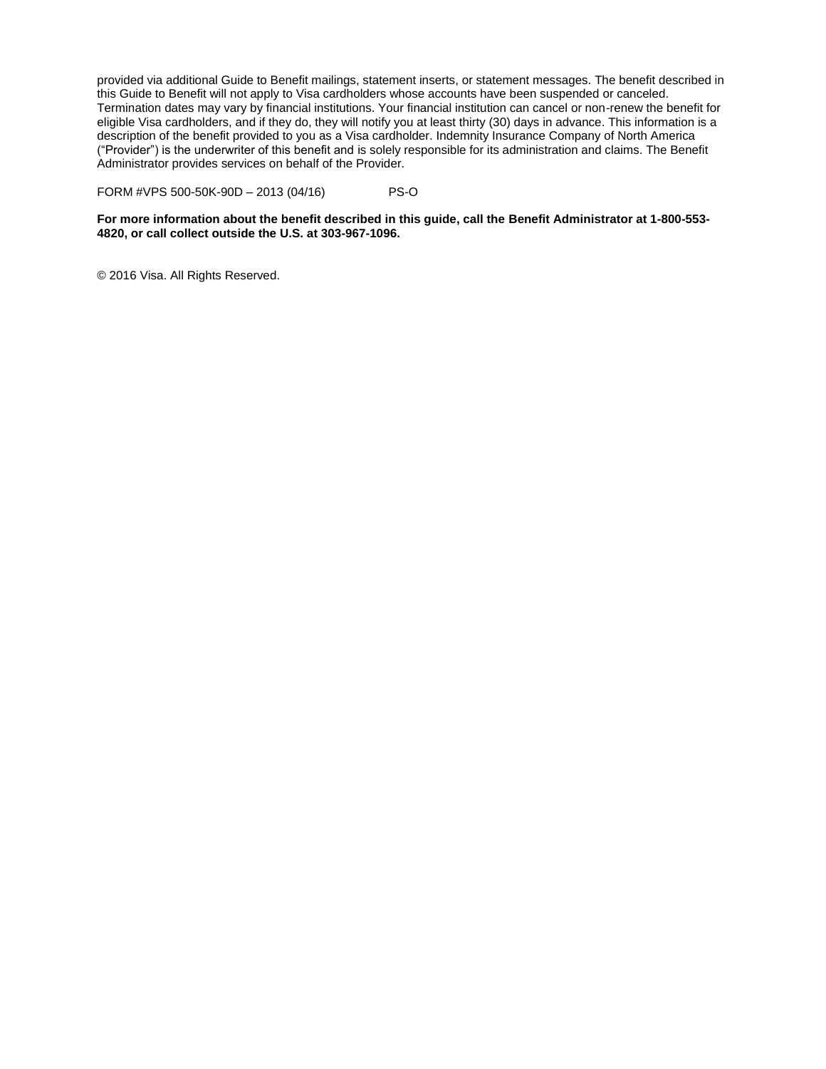provided via additional Guide to Benefit mailings, statement inserts, or statement messages. The benefit described in this Guide to Benefit will not apply to Visa cardholders whose accounts have been suspended or canceled. Termination dates may vary by financial institutions. Your financial institution can cancel or non-renew the benefit for eligible Visa cardholders, and if they do, they will notify you at least thirty (30) days in advance. This information is a description of the benefit provided to you as a Visa cardholder. Indemnity Insurance Company of North America ("Provider") is the underwriter of this benefit and is solely responsible for its administration and claims. The Benefit Administrator provides services on behalf of the Provider.

FORM #VPS 500-50K-90D – 2013 (04/16)    PS-O

**For more information about the benefit described in this guide, call the Benefit Administrator at 1-800-553-4820, or call collect outside the U.S. at 303-967-1096.**

© 2016 Visa. All Rights Reserved.